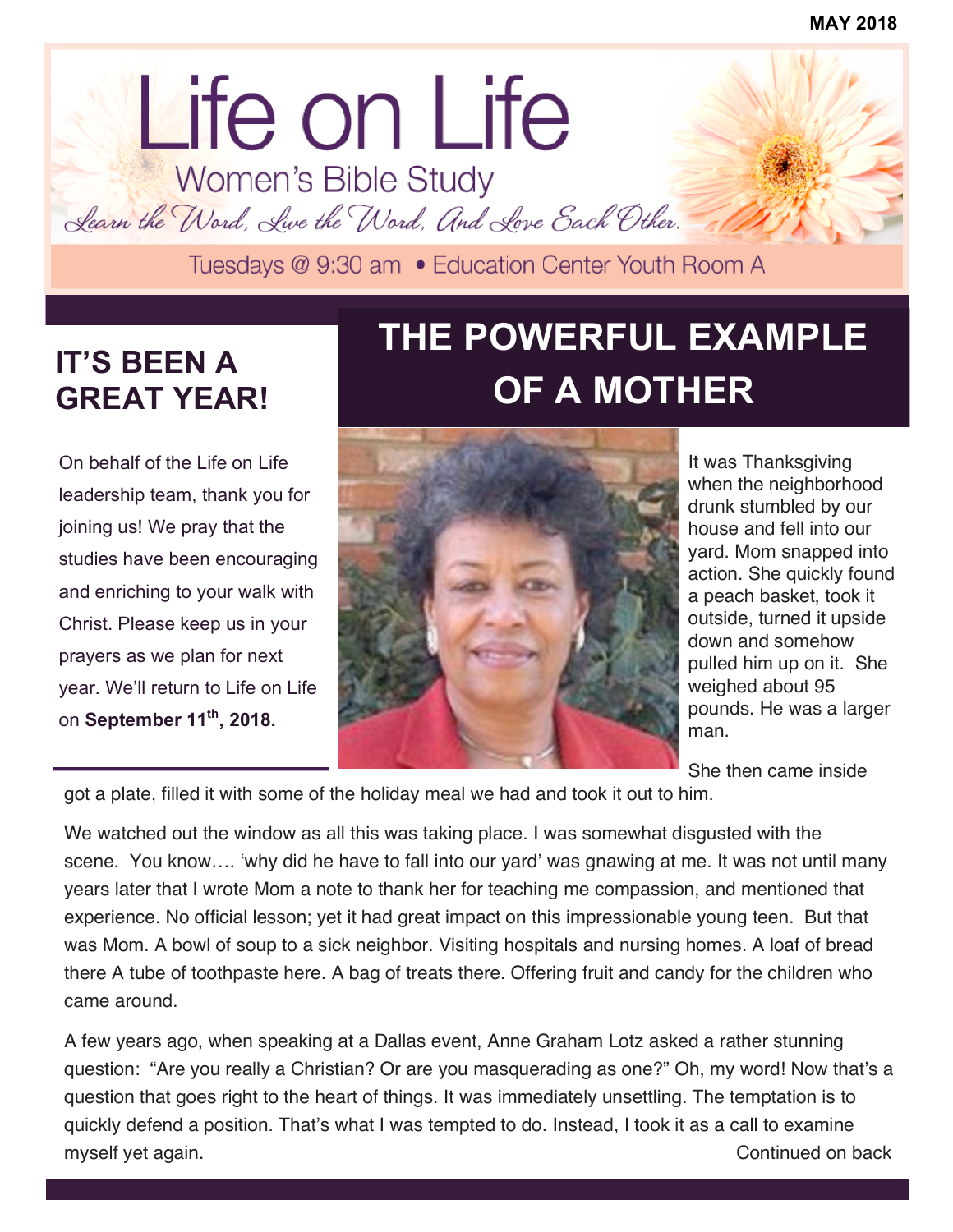MAY 2018

# Life on Life

## Women's Bible Study

*Learn the Word, Live the Word, And Love Each Other.*

Tuesdays @ 9:30 am • Education Center Youth Room A

## IT'S BEEN A GREAT YEAR!

On behalf of the Life on Life leadership team, thank you for joining us! We pray that the studies have been encouraging and enriching to your walk with Christ. Please keep us in your prayers as we plan for next year. We'll return to Life on Life on **September 11th, 2018.**

## THE POWERFUL EXAMPLE OF A MOTHER

It was Thanksgiving when the neighborhood drunk stumbled by our house and fell into our yard. Mom snapped into action. She quickly found a peach basket, took it outside, turned it upside down and somehow pulled him up on it. She weighed about 95 pounds. He was a larger man.

She then came inside got a plate, filled it with some of the holiday meal we had and took it out to him.

We watched out the window as all this was taking place. I was somewhat disgusted with the scene. You know…. 'why did he have to fall into our yard' was gnawing at me. It was not until many years later that I wrote Mom a note to thank her for teaching me compassion, and mentioned that experience. No official lesson; yet it had great impact on this impressionable young teen. But that was Mom. A bowl of soup to a sick neighbor. Visiting hospitals and nursing homes. A loaf of bread there A tube of toothpaste here. A bag of treats there. Offering fruit and candy for the children who came around.

A few years ago, when speaking at a Dallas event, Anne Graham Lotz asked a rather stunning question: "Are you really a Christian? Or are you masquerading as one?" Oh, my word! Now that's a question that goes right to the heart of things. It was immediately unsettling. The temptation is to quickly defend a position. That's what I was tempted to do. Instead, I took it as a call to examine myself yet again.

Continued on back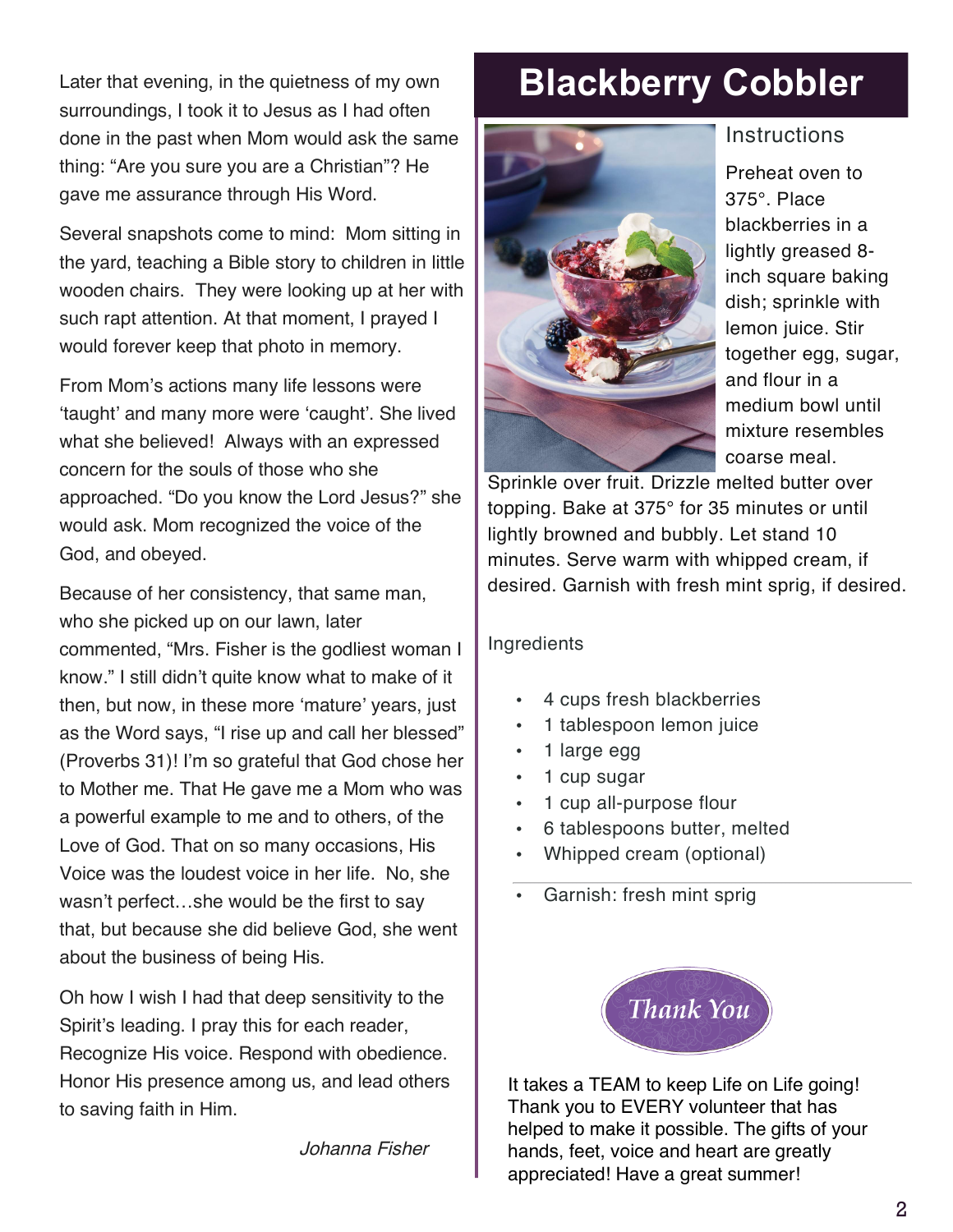Later that evening, in the quietness of my own surroundings, I took it to Jesus as I had often done in the past when Mom would ask the same thing: "Are you sure you are a Christian"? He gave me assurance through His Word.

Several snapshots come to mind: Mom sitting in the yard, teaching a Bible story to children in little wooden chairs. They were looking up at her with such rapt attention. At that moment, I prayed I would forever keep that photo in memory.

From Mom's actions many life lessons were 'taught' and many more were 'caught'. She lived what she believed! Always with an expressed concern for the souls of those who she approached. "Do you know the Lord Jesus?" she would ask. Mom recognized the voice of the God, and obeyed.

Because of her consistency, that same man, who she picked up on our lawn, later commented, "Mrs. Fisher is the godliest woman I know." I still didn't quite know what to make of it then, but now, in these more 'mature' years, just as the Word says, "I rise up and call her blessed" (Proverbs 31)! I'm so grateful that God chose her to Mother me. That He gave me a Mom who was a powerful example to me and to others, of the Love of God. That on so many occasions, His Voice was the loudest voice in her life. No, she wasn't perfect…she would be the first to say that, but because she did believe God, she went about the business of being His.

Oh how I wish I had that deep sensitivity to the Spirit's leading. I pray this for each reader, Recognize His voice. Respond with obedience. Honor His presence among us, and lead others to saving faith in Him.

*Johanna Fisher*

# Blackberry Cobbler

## Instructions

Preheat oven to 375°. Place blackberries in a lightly greased 8-inch square baking dish; sprinkle with lemon juice. Stir together egg, sugar, and flour in a medium bowl until mixture resembles coarse meal. Sprinkle over fruit. Drizzle melted butter over topping. Bake at 375° for 35 minutes or until lightly browned and bubbly. Let stand 10 minutes. Serve warm with whipped cream, if desired. Garnish with fresh mint sprig, if desired.

## Ingredients

- 4 cups fresh blackberries
- 1 tablespoon lemon juice
- 1 large egg
- 1 cup sugar
- 1 cup all-purpose flour
- 6 tablespoons butter, melted
- Whipped cream (optional)

---

- Garnish: fresh mint sprig

## *Thank You*

It takes a TEAM to keep Life on Life going! Thank you to EVERY volunteer that has helped to make it possible. The gifts of your hands, feet, voice and heart are greatly appreciated! Have a great summer!